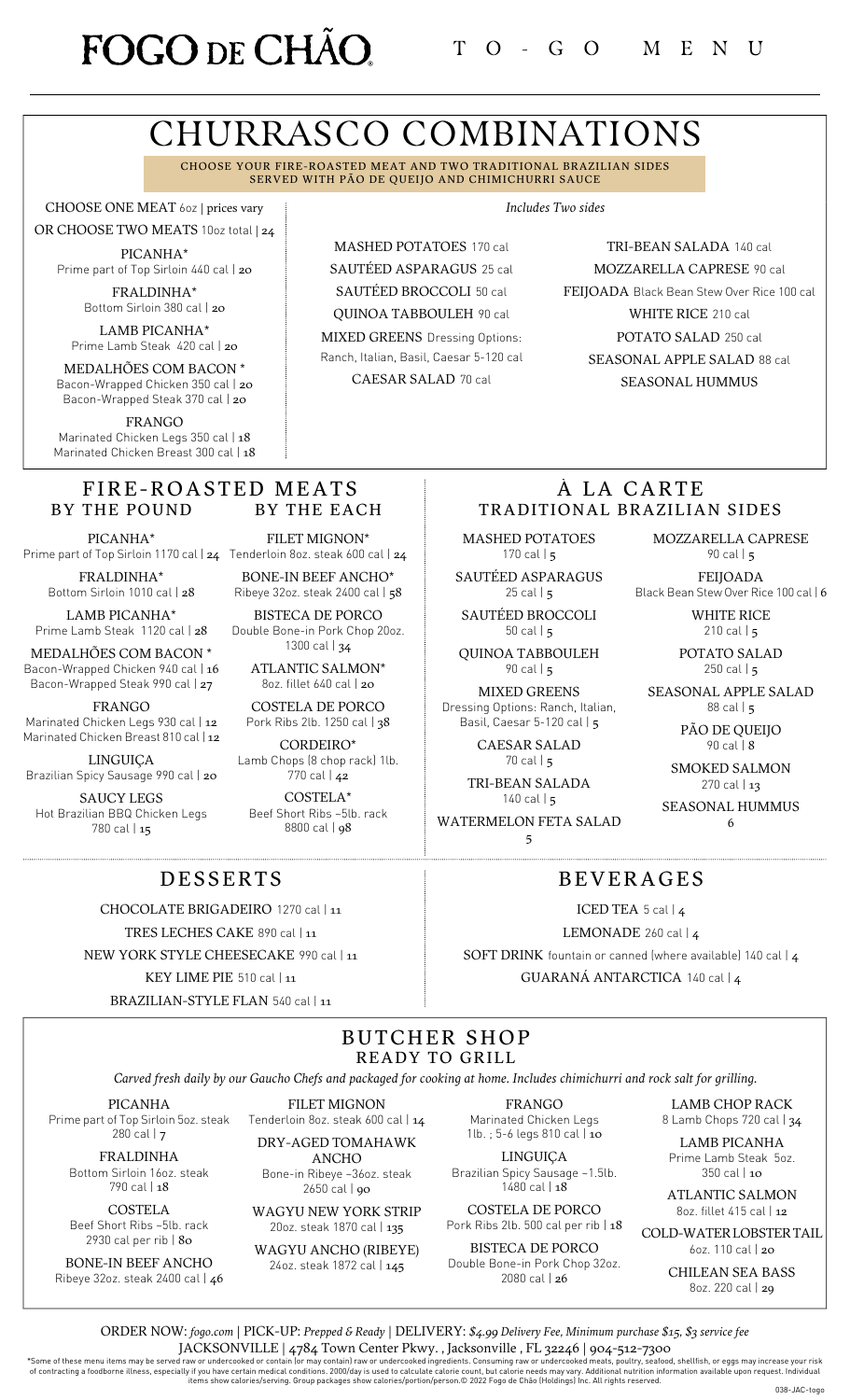# FOGO DE CHÃO

TO-GO MENU

# CHURRASCO COMBINATIONS

CHOOSE YOUR FIRE-ROASTED MEAT AND TWO TRADITIONAL BRAZILIAN SIDES SERVED WITH PÃO DE QUEIJO AND CHIMICHURRI SAUCE

CHOOSE ONE MEAT 6oz | prices vary

OR CHOOSE TWO MEATS 10oz total | 24

PICANHA*
Prime part of Top Sirloin 440 cal | 20

FRALDINHA*
Bottom Sirloin 380 cal | 20

LAMB PICANHA*
Prime Lamb Steak 420 cal | 20

MEDALHÕES COM BACON *
Bacon-Wrapped Chicken 350 cal | 20
Bacon-Wrapped Steak 370 cal | 20

FRANGO
Marinated Chicken Legs 350 cal | 18
Marinated Chicken Breast 300 cal | 18

*Includes Two sides*

- MASHED POTATOES 170 cal
- SAUTÉED ASPARAGUS 25 cal
- SAUTÉED BROCCOLI 50 cal
- QUINOA TABBOULEH 90 cal
- MIXED GREENS Dressing Options: Ranch, Italian, Basil, Caesar 5-120 cal
- CAESAR SALAD 70 cal
- TRI-BEAN SALADA 140 cal
- MOZZARELLA CAPRESE 90 cal
- FEIJOADA Black Bean Stew Over Rice 100 cal
- WHITE RICE 210 cal
- POTATO SALAD 250 cal
- SEASONAL APPLE SALAD 88 cal
- SEASONAL HUMMUS

## FIRE-ROASTED MEATS

### BY THE POUND

PICANHA*
Prime part of Top Sirloin 1170 cal | 24

FRALDINHA*
Bottom Sirloin 1010 cal | 28

LAMB PICANHA*
Prime Lamb Steak 1120 cal | 28

MEDALHÕES COM BACON *
Bacon-Wrapped Chicken 940 cal | 16
Bacon-Wrapped Steak 990 cal | 27

FRANGO
Marinated Chicken Legs 930 cal | 12
Marinated Chicken Breast 810 cal | 12

LINGUIÇA
Brazilian Spicy Sausage 990 cal | 20

SAUCY LEGS
Hot Brazilian BBQ Chicken Legs 780 cal | 15

### BY THE EACH

FILET MIGNON*
Tenderloin 8oz. steak 600 cal | 24

BONE-IN BEEF ANCHO*
Ribeye 32oz. steak 2400 cal | 58

BISTECA DE PORCO
Double Bone-in Pork Chop 20oz. 1300 cal | 34

ATLANTIC SALMON*
8oz. fillet 640 cal | 20

COSTELA DE PORCO
Pork Ribs 2lb. 1250 cal | 38

CORDEIRO*
Lamb Chops (8 chop rack) 1lb. 770 cal | 42

COSTELA*
Beef Short Ribs ~5lb. rack 8800 cal | 98

## À LA CARTE

### TRADITIONAL BRAZILIAN SIDES

MASHED POTATOES
170 cal | 5

SAUTÉED ASPARAGUS
25 cal | 5

SAUTÉED BROCCOLI
50 cal | 5

QUINOA TABBOULEH
90 cal | 5

MIXED GREENS
Dressing Options: Ranch, Italian, Basil, Caesar 5-120 cal | 5

CAESAR SALAD
70 cal | 5

TRI-BEAN SALADA
140 cal | 5

WATERMELON FETA SALAD
5

MOZZARELLA CAPRESE
90 cal | 5

FEIJOADA
Black Bean Stew Over Rice 100 cal | 6

WHITE RICE
210 cal | 5

POTATO SALAD
250 cal | 5

SEASONAL APPLE SALAD
88 cal | 5

PÃO DE QUEIJO
90 cal | 8

SMOKED SALMON
270 cal | 13

SEASONAL HUMMUS
6

## DESSERTS

- CHOCOLATE BRIGADEIRO 1270 cal | 11
- TRES LECHES CAKE 890 cal | 11
- NEW YORK STYLE CHEESECAKE 990 cal | 11
- KEY LIME PIE 510 cal | 11
- BRAZILIAN-STYLE FLAN 540 cal | 11

## BEVERAGES

- ICED TEA 5 cal | 4
- LEMONADE 260 cal | 4
- SOFT DRINK fountain or canned (where available) 140 cal | 4
- GUARANÁ ANTARCTICA 140 cal | 4

## BUTCHER SHOP

### READY TO GRILL

*Carved fresh daily by our Gaucho Chefs and packaged for cooking at home. Includes chimichurri and rock salt for grilling.*

PICANHA
Prime part of Top Sirloin 5oz. steak 280 cal | 7

FRALDINHA
Bottom Sirloin 16oz. steak 790 cal | 18

COSTELA
Beef Short Ribs ~5lb. rack 2930 cal per rib | 80

BONE-IN BEEF ANCHO
Ribeye 32oz. steak 2400 cal | 46

FILET MIGNON
Tenderloin 8oz. steak 600 cal | 14

DRY-AGED TOMAHAWK ANCHO
Bone-in Ribeye ~36oz. steak 2650 cal | 90

WAGYU NEW YORK STRIP
20oz. steak 1870 cal | 135

WAGYU ANCHO (RIBEYE)
24oz. steak 1872 cal | 145

FRANGO
Marinated Chicken Legs 1lb. ; 5-6 legs 810 cal | 10

LINGUIÇA
Brazilian Spicy Sausage ~1.5lb. 1480 cal | 18

COSTELA DE PORCO
Pork Ribs 2lb. 500 cal per rib | 18

BISTECA DE PORCO
Double Bone-in Pork Chop 32oz. 2080 cal | 26

LAMB CHOP RACK
8 Lamb Chops 720 cal | 34

LAMB PICANHA
Prime Lamb Steak 5oz. 350 cal | 10

ATLANTIC SALMON
8oz. fillet 415 cal | 12

COLD-WATER LOBSTER TAIL
6oz. 110 cal | 20

CHILEAN SEA BASS
8oz. 220 cal | 29

ORDER NOW: *fogo.com* | PICK-UP: *Prepped & Ready* | DELIVERY: *$4.99 Delivery Fee, Minimum purchase $15, $3 service fee*

JACKSONVILLE | 4784 Town Center Pkwy. , Jacksonville , FL 32246 | 904-512-7300

*Some of these menu items may be served raw or undercooked or contain (or may contain) raw or undercooked ingredients. Consuming raw or undercooked meats, poultry, seafood, shellfish, or eggs may increase your risk of contracting a foodborne illness, especially if you have certain medical conditions. 2000/day is used to calculate calorie count, but calorie needs may vary. Additional nutrition information available upon request. Individual items show calories/serving. Group packages show calories/portion/person.© 2022 Fogo de Chão (Holdings) Inc. All rights reserved.

038-JAC-togo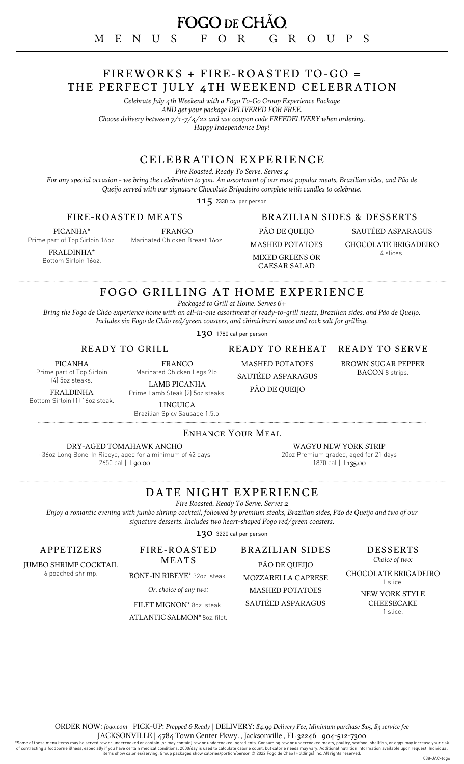# FOGO DE CHÃO

MENUS FOR GROUPS

## FIREWORKS + FIRE-ROASTED TO-GO = THE PERFECT JULY 4TH WEEKEND CELEBRATION

*Celebrate July 4th Weekend with a Fogo To-Go Group Experience Package AND get your package DELIVERED FOR FREE. Choose delivery between 7/1-7/4/22 and use coupon code FREEDELIVERY when ordering. Happy Independence Day!*

## CELEBRATION EXPERIENCE

*Fire Roasted. Ready To Serve. Serves 4*

*For any special occasion - we bring the celebration to you. An assortment of our most popular meats, Brazilian sides, and Pão de Queijo served with our signature Chocolate Brigadeiro complete with candles to celebrate.*

**115** 2330 cal per person

### FIRE-ROASTED MEATS

PICANHA*
Prime part of Top Sirloin 16oz.

FRALDINHA*
Bottom Sirloin 16oz.

FRANGO
Marinated Chicken Breast 16oz.

### BRAZILIAN SIDES & DESSERTS

PÃO DE QUEIJO

MASHED POTATOES

MIXED GREENS OR CAESAR SALAD

SAUTÉED ASPARAGUS

CHOCOLATE BRIGADEIRO
4 slices.

## FOGO GRILLING AT HOME EXPERIENCE

*Packaged to Grill at Home. Serves 6+*

*Bring the Fogo de Chão experience home with an all-in-one assortment of ready-to-grill meats, Brazilian sides, and Pão de Queijo. Includes six Fogo de Chão red/green coasters, and chimichurri sauce and rock salt for grilling.*

**130** 1780 cal per person

### READY TO GRILL

PICANHA
Prime part of Top Sirloin (4) 5oz steaks.

FRALDINHA
Bottom Sirloin (1) 16oz steak.

FRANGO
Marinated Chicken Legs 2lb.

LAMB PICANHA
Prime Lamb Steak (2) 5oz steaks.

LINGUICA
Brazilian Spicy Sausage 1.5lb.

### READY TO REHEAT

MASHED POTATOES

SAUTÉED ASPARAGUS

PÃO DE QUEIJO

### READY TO SERVE

BROWN SUGAR PEPPER BACON 8 strips.

### Enhance Your Meal

DRY-AGED TOMAHAWK ANCHO
~36oz Long Bone-In Ribeye, aged for a minimum of 42 days
2650 cal | 90.00

WAGYU NEW YORK STRIP
20oz Premium graded, aged for 21 days
1870 cal | 135.00

## DATE NIGHT EXPERIENCE

*Fire Roasted. Ready To Serve. Serves 2*

*Enjoy a romantic evening with jumbo shrimp cocktail, followed by premium steaks, Brazilian sides, Pão de Queijo and two of our signature desserts. Includes two heart-shaped Fogo red/green coasters.*

**130** 3220 cal per person

### APPETIZERS

JUMBO SHRIMP COCKTAIL
6 poached shrimp.

### FIRE-ROASTED MEATS

BONE-IN RIBEYE* 32oz. steak.

*Or, choice of any two:*

FILET MIGNON* 8oz. steak.

ATLANTIC SALMON* 8oz. filet.

### BRAZILIAN SIDES

PÃO DE QUEIJO

MOZZARELLA CAPRESE

MASHED POTATOES

SAUTÉED ASPARAGUS

### DESSERTS

*Choice of two:*

CHOCOLATE BRIGADEIRO
1 slice.

NEW YORK STYLE CHEESECAKE
1 slice.

ORDER NOW: *fogo.com* | PICK-UP: *Prepped & Ready* | DELIVERY: *$4.99 Delivery Fee, Minimum purchase $15, $3 service fee*

JACKSONVILLE | 4784 Town Center Pkwy. , Jacksonville , FL 32246 | 904-512-7300

*Some of these menu items may be served raw or undercooked or contain (or may contain) raw or undercooked ingredients. Consuming raw or undercooked meats, poultry, seafood, shellfish, or eggs may increase your risk of contracting a foodborne illness, especially if you have certain medical conditions. 2000/day is used to calculate calorie count, but calorie needs may vary. Additional nutrition information available upon request. Individual items show calories/serving. Group packages show calories/portion/person.© 2022 Fogo de Chão (Holdings) Inc. All rights reserved.

038-JAC-togo